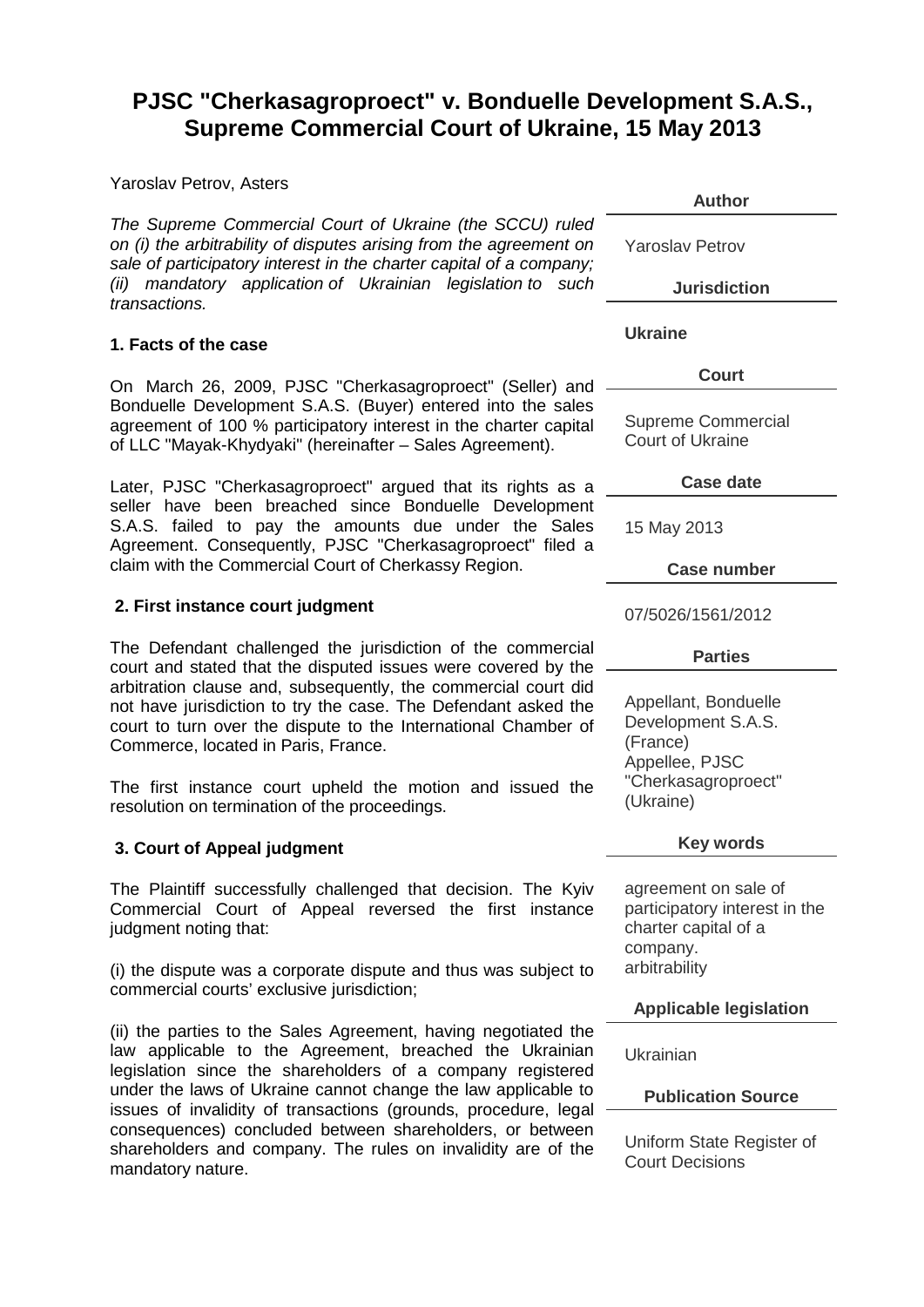# PJSC "Cherkasagroproect" v. Bonduelle Development S.A.S., Supreme Commercial Court of Ukraine, 15 May 2013

Yaroslav Petrov, Asters

*The Supreme Commercial Court of Ukraine (the SCCU) ruled on (i) the arbitrability of disputes arising from the agreement on sale of participatory interest in the charter capital of a company; (ii) mandatory application of Ukrainian legislation to such transactions.*

**Author**

Yaroslav Petrov

**Jurisdiction**

Ukraine

**Court**

Supreme Commercial Court of Ukraine

**Case date**

15 May 2013

**Case number**

07/5026/1561/2012

**Parties**

Appellant, Bonduelle Development S.A.S. (France)
Appellee, PJSC "Cherkasagroproect" (Ukraine)

**Key words**

agreement on sale of participatory interest in the charter capital of a company.
arbitrability

**Applicable legislation**

Ukrainian

**Publication Source**

Uniform State Register of Court Decisions

## 1. Facts of the case

On March 26, 2009, PJSC "Cherkasagroproect" (Seller) and Bonduelle Development S.A.S. (Buyer) entered into the sales agreement of 100 % participatory interest in the charter capital of LLC "Mayak-Khydyaki" (hereinafter – Sales Agreement).

Later, PJSC "Cherkasagroproect" argued that its rights as a seller have been breached since Bonduelle Development S.A.S. failed to pay the amounts due under the Sales Agreement. Consequently, PJSC "Cherkasagroproect" filed a claim with the Commercial Court of Cherkassy Region.

## 2. First instance court judgment

The Defendant challenged the jurisdiction of the commercial court and stated that the disputed issues were covered by the arbitration clause and, subsequently, the commercial court did not have jurisdiction to try the case. The Defendant asked the court to turn over the dispute to the International Chamber of Commerce, located in Paris, France.

The first instance court upheld the motion and issued the resolution on termination of the proceedings.

## 3. Court of Appeal judgment

The Plaintiff successfully challenged that decision. The Kyiv Commercial Court of Appeal reversed the first instance judgment noting that:

(i) the dispute was a corporate dispute and thus was subject to commercial courts' exclusive jurisdiction;

(ii) the parties to the Sales Agreement, having negotiated the law applicable to the Agreement, breached the Ukrainian legislation since the shareholders of a company registered under the laws of Ukraine cannot change the law applicable to issues of invalidity of transactions (grounds, procedure, legal consequences) concluded between shareholders, or between shareholders and company. The rules on invalidity are of the mandatory nature.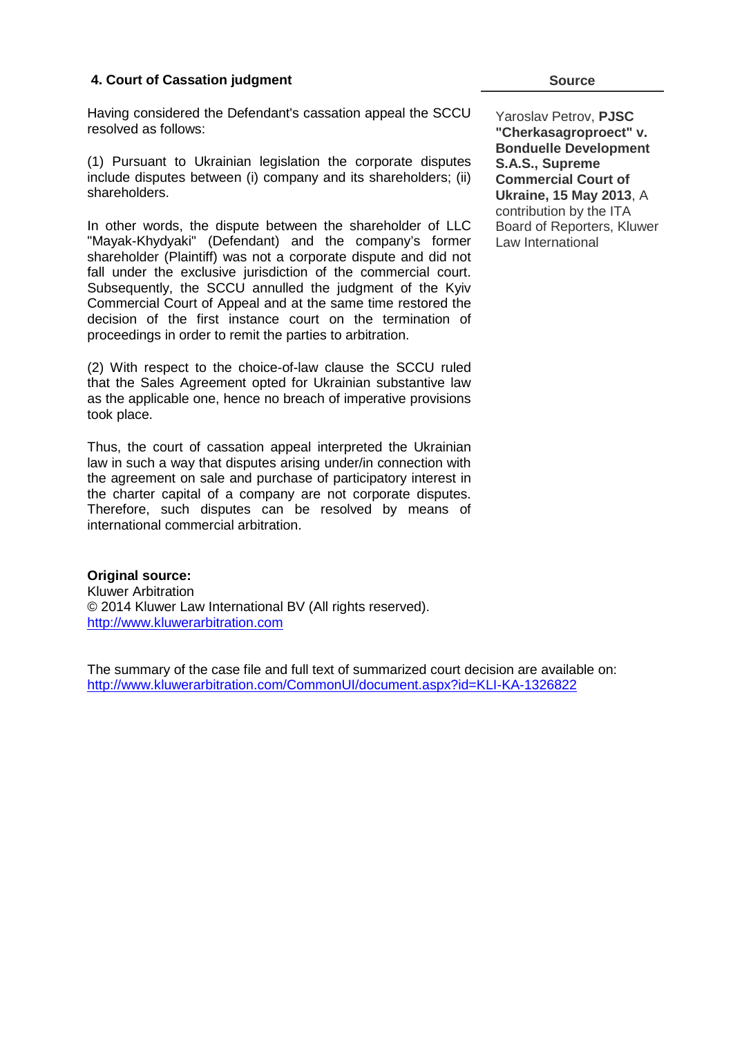### 4. Court of Cassation judgment

Having considered the Defendant's cassation appeal the SCCU resolved as follows:

(1) Pursuant to Ukrainian legislation the corporate disputes include disputes between (i) company and its shareholders; (ii) shareholders.

In other words, the dispute between the shareholder of LLC "Mayak-Khydyaki" (Defendant) and the company's former shareholder (Plaintiff) was not a corporate dispute and did not fall under the exclusive jurisdiction of the commercial court. Subsequently, the SCCU annulled the judgment of the Kyiv Commercial Court of Appeal and at the same time restored the decision of the first instance court on the termination of proceedings in order to remit the parties to arbitration.

(2) With respect to the choice-of-law clause the SCCU ruled that the Sales Agreement opted for Ukrainian substantive law as the applicable one, hence no breach of imperative provisions took place.

Thus, the court of cassation appeal interpreted the Ukrainian law in such a way that disputes arising under/in connection with the agreement on sale and purchase of participatory interest in the charter capital of a company are not corporate disputes. Therefore, such disputes can be resolved by means of international commercial arbitration.

**Source**

Yaroslav Petrov, **PJSC "Cherkasagroproect" v. Bonduelle Development S.A.S., Supreme Commercial Court of Ukraine, 15 May 2013**, A contribution by the ITA Board of Reporters, Kluwer Law International

**Original source:**
Kluwer Arbitration
© 2014 Kluwer Law International BV (All rights reserved).
http://www.kluwerarbitration.com

The summary of the case file and full text of summarized court decision are available on:
http://www.kluwerarbitration.com/CommonUI/document.aspx?id=KLI-KA-1326822